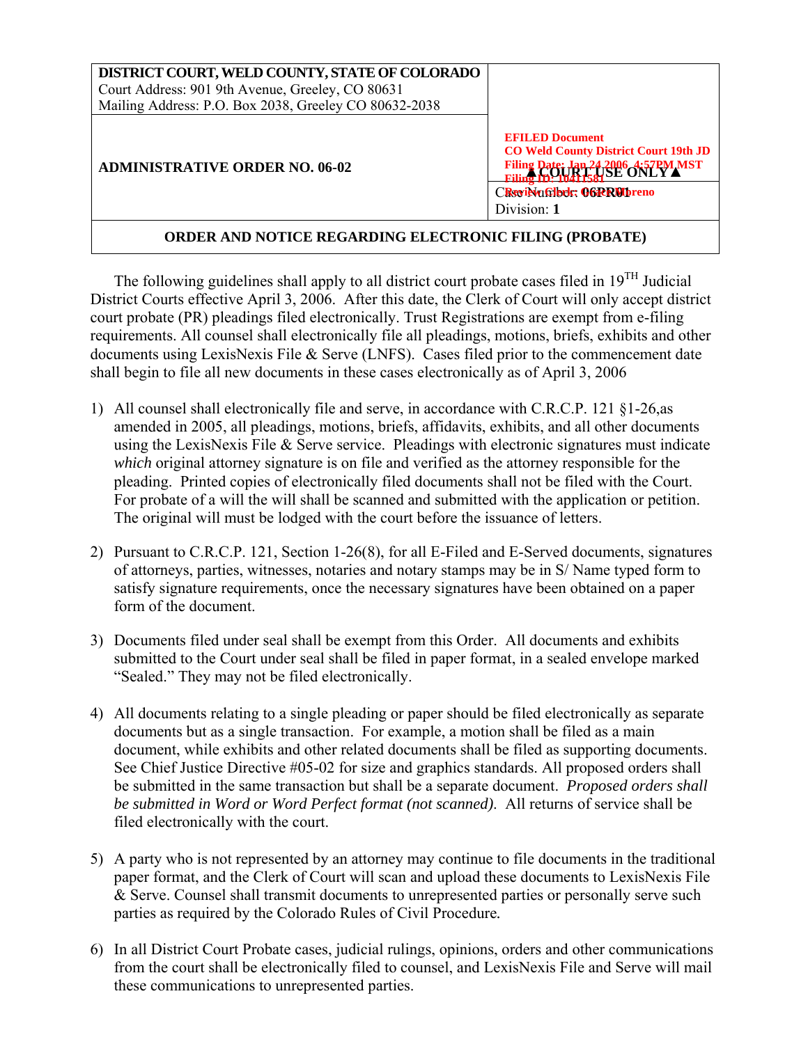| DISTRICT COURT, WELD COUNTY, STATE OF COLORADO<br>Court Address: 901 9th Avenue, Greeley, CO 80631<br>Mailing Address: P.O. Box 2038, Greeley CO 80632-2038 | |
|---|---|
| **ADMINISTRATIVE ORDER NO. 06-02** | **EFILED Document**<br>**CO Weld County District Court 19th JD**<br>**Filing Date: Jan 24 2006 4:57PM MST**<br>**Filing ID: 10411581**<br>**Review Clerk: Sara Moreno**<br>▲COURT USE ONLY▲<br>Case Number: **06PR01**<br>Division: **1** |
| **ORDER AND NOTICE REGARDING ELECTRONIC FILING (PROBATE)** | |

The following guidelines shall apply to all district court probate cases filed in 19TH Judicial District Courts effective April 3, 2006. After this date, the Clerk of Court will only accept district court probate (PR) pleadings filed electronically. Trust Registrations are exempt from e-filing requirements. All counsel shall electronically file all pleadings, motions, briefs, exhibits and other documents using LexisNexis File & Serve (LNFS). Cases filed prior to the commencement date shall begin to file all new documents in these cases electronically as of April 3, 2006

1) All counsel shall electronically file and serve, in accordance with C.R.C.P. 121 §1-26,as amended in 2005, all pleadings, motions, briefs, affidavits, exhibits, and all other documents using the LexisNexis File & Serve service. Pleadings with electronic signatures must indicate *which* original attorney signature is on file and verified as the attorney responsible for the pleading. Printed copies of electronically filed documents shall not be filed with the Court. For probate of a will the will shall be scanned and submitted with the application or petition. The original will must be lodged with the court before the issuance of letters.

2) Pursuant to C.R.C.P. 121, Section 1-26(8), for all E-Filed and E-Served documents, signatures of attorneys, parties, witnesses, notaries and notary stamps may be in S/ Name typed form to satisfy signature requirements, once the necessary signatures have been obtained on a paper form of the document.

3) Documents filed under seal shall be exempt from this Order. All documents and exhibits submitted to the Court under seal shall be filed in paper format, in a sealed envelope marked "Sealed." They may not be filed electronically.

4) All documents relating to a single pleading or paper should be filed electronically as separate documents but as a single transaction. For example, a motion shall be filed as a main document, while exhibits and other related documents shall be filed as supporting documents. See Chief Justice Directive #05-02 for size and graphics standards. All proposed orders shall be submitted in the same transaction but shall be a separate document. *Proposed orders shall be submitted in Word or Word Perfect format (not scanned).* All returns of service shall be filed electronically with the court.

5) A party who is not represented by an attorney may continue to file documents in the traditional paper format, and the Clerk of Court will scan and upload these documents to LexisNexis File & Serve. Counsel shall transmit documents to unrepresented parties or personally serve such parties as required by the Colorado Rules of Civil Procedure.

6) In all District Court Probate cases, judicial rulings, opinions, orders and other communications from the court shall be electronically filed to counsel, and LexisNexis File and Serve will mail these communications to unrepresented parties.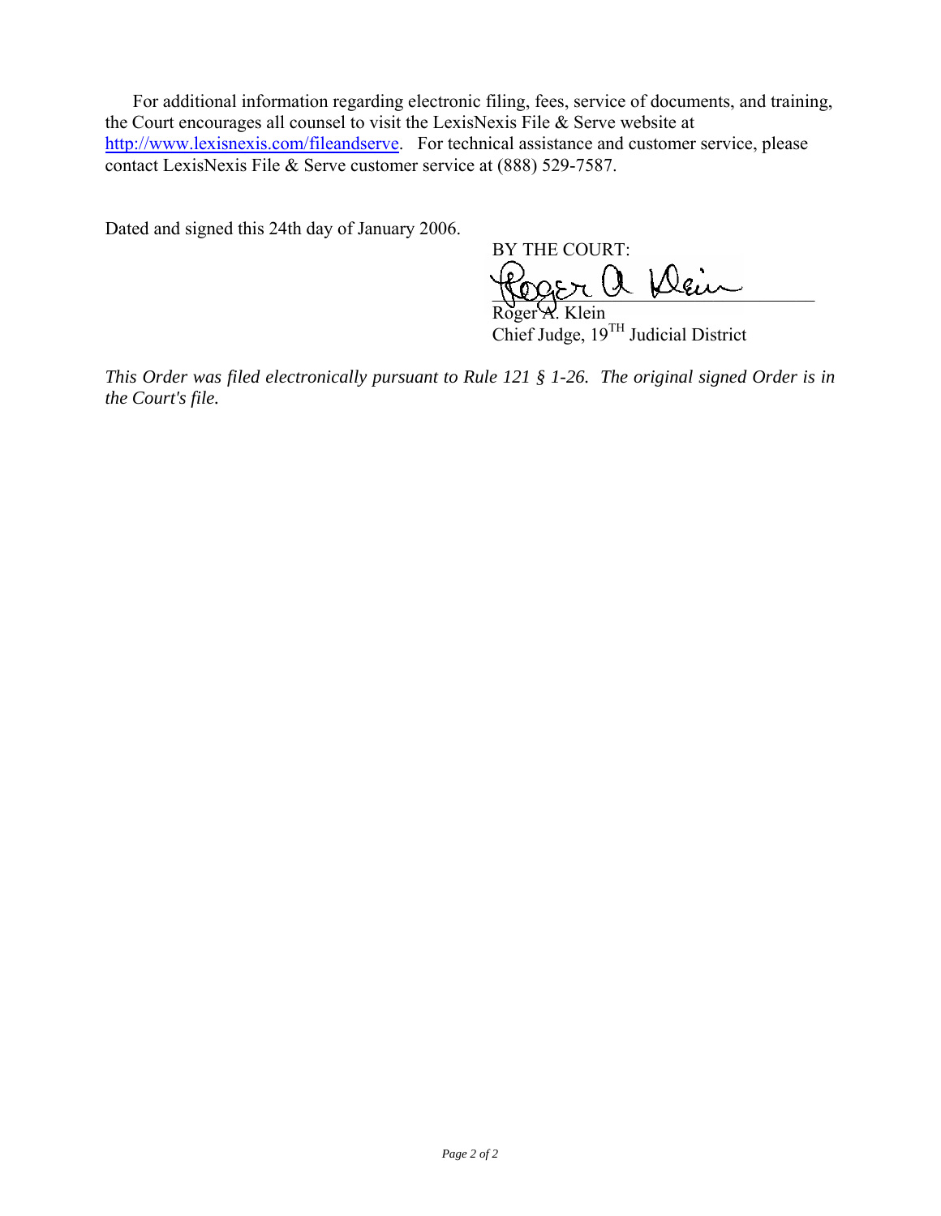For additional information regarding electronic filing, fees, service of documents, and training, the Court encourages all counsel to visit the LexisNexis File & Serve website at http://www.lexisnexis.com/fileandserve. For technical assistance and customer service, please contact LexisNexis File & Serve customer service at (888) 529-7587.

Dated and signed this 24th day of January 2006.

BY THE COURT:

Roger A. Klein
Chief Judge, 19[TH] Judicial District

*This Order was filed electronically pursuant to Rule 121 § 1-26. The original signed Order is in the Court's file.*